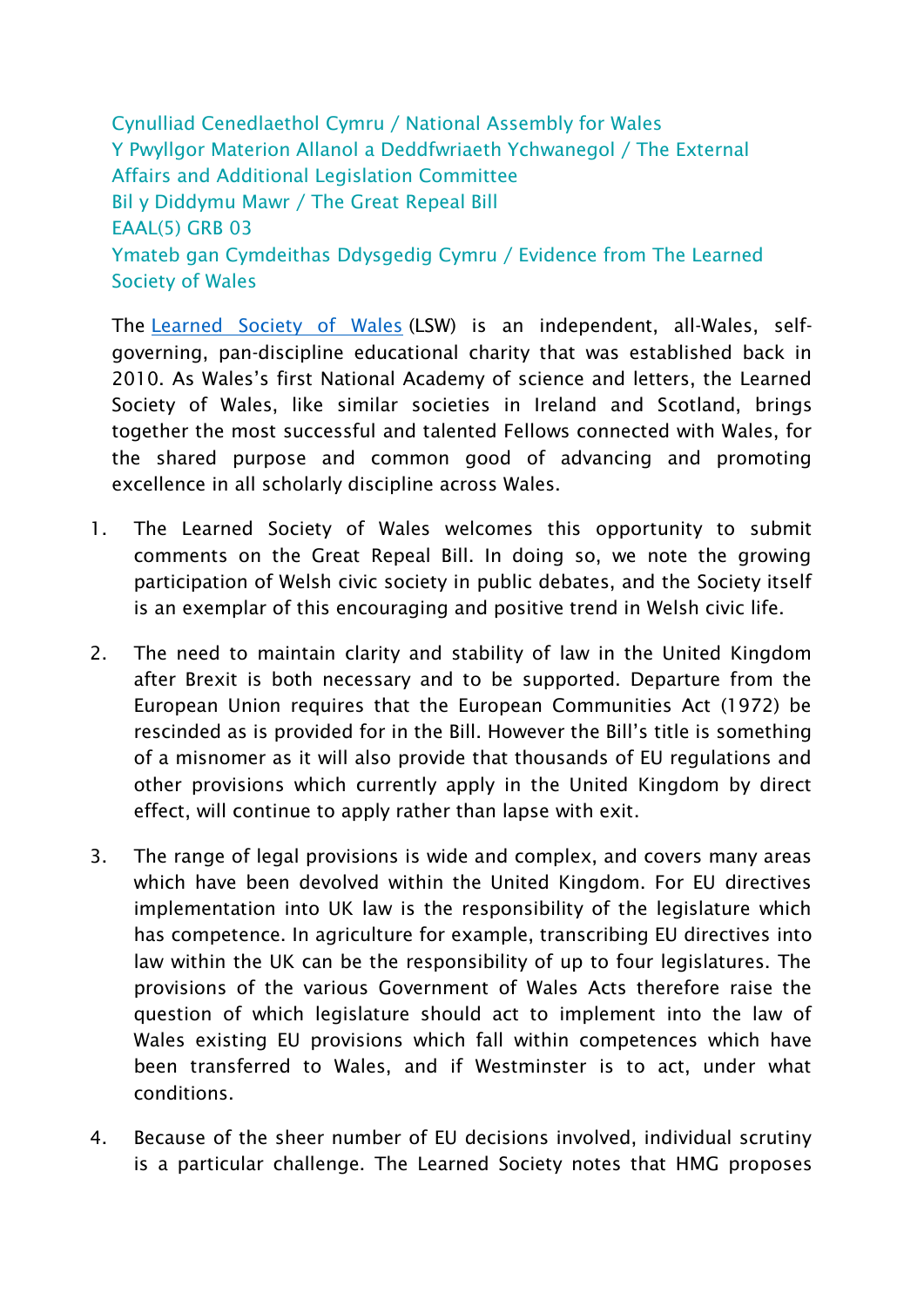Cynulliad Cenedlaethol Cymru / National Assembly for Wales
Y Pwyllgor Materion Allanol a Deddfwriaeth Ychwanegol / The External Affairs and Additional Legislation Committee
Bil y Diddymu Mawr / The Great Repeal Bill
EAAL(5) GRB 03
Ymateb gan Cymdeithas Ddysgedig Cymru / Evidence from The Learned Society of Wales

The [Learned Society of Wales](#) (LSW) is an independent, all-Wales, self-governing, pan-discipline educational charity that was established back in 2010. As Wales's first National Academy of science and letters, the Learned Society of Wales, like similar societies in Ireland and Scotland, brings together the most successful and talented Fellows connected with Wales, for the shared purpose and common good of advancing and promoting excellence in all scholarly discipline across Wales.

1. The Learned Society of Wales welcomes this opportunity to submit comments on the Great Repeal Bill. In doing so, we note the growing participation of Welsh civic society in public debates, and the Society itself is an exemplar of this encouraging and positive trend in Welsh civic life.

2. The need to maintain clarity and stability of law in the United Kingdom after Brexit is both necessary and to be supported. Departure from the European Union requires that the European Communities Act (1972) be rescinded as is provided for in the Bill. However the Bill's title is something of a misnomer as it will also provide that thousands of EU regulations and other provisions which currently apply in the United Kingdom by direct effect, will continue to apply rather than lapse with exit.

3. The range of legal provisions is wide and complex, and covers many areas which have been devolved within the United Kingdom. For EU directives implementation into UK law is the responsibility of the legislature which has competence. In agriculture for example, transcribing EU directives into law within the UK can be the responsibility of up to four legislatures. The provisions of the various Government of Wales Acts therefore raise the question of which legislature should act to implement into the law of Wales existing EU provisions which fall within competences which have been transferred to Wales, and if Westminster is to act, under what conditions.

4. Because of the sheer number of EU decisions involved, individual scrutiny is a particular challenge. The Learned Society notes that HMG proposes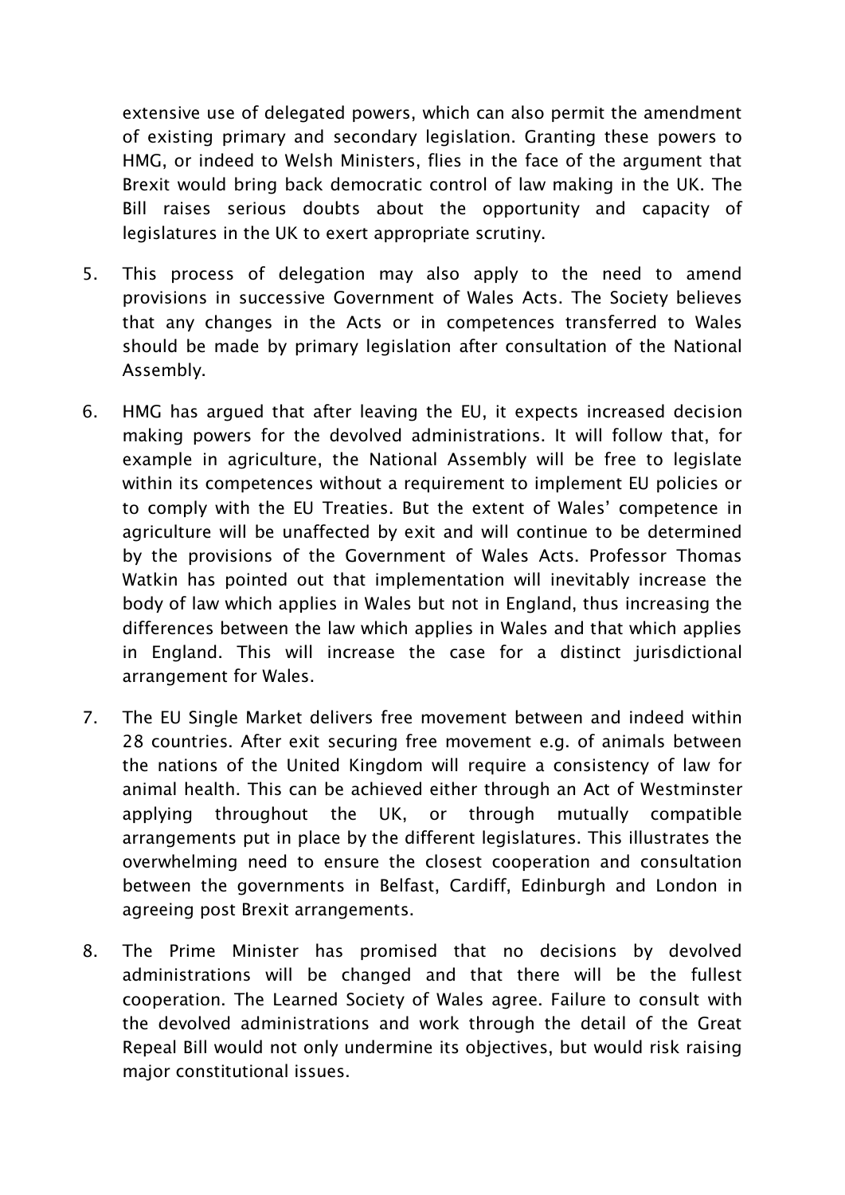extensive use of delegated powers, which can also permit the amendment of existing primary and secondary legislation. Granting these powers to HMG, or indeed to Welsh Ministers, flies in the face of the argument that Brexit would bring back democratic control of law making in the UK. The Bill raises serious doubts about the opportunity and capacity of legislatures in the UK to exert appropriate scrutiny.

5. This process of delegation may also apply to the need to amend provisions in successive Government of Wales Acts. The Society believes that any changes in the Acts or in competences transferred to Wales should be made by primary legislation after consultation of the National Assembly.

6. HMG has argued that after leaving the EU, it expects increased decision making powers for the devolved administrations. It will follow that, for example in agriculture, the National Assembly will be free to legislate within its competences without a requirement to implement EU policies or to comply with the EU Treaties. But the extent of Wales' competence in agriculture will be unaffected by exit and will continue to be determined by the provisions of the Government of Wales Acts. Professor Thomas Watkin has pointed out that implementation will inevitably increase the body of law which applies in Wales but not in England, thus increasing the differences between the law which applies in Wales and that which applies in England. This will increase the case for a distinct jurisdictional arrangement for Wales.

7. The EU Single Market delivers free movement between and indeed within 28 countries. After exit securing free movement e.g. of animals between the nations of the United Kingdom will require a consistency of law for animal health. This can be achieved either through an Act of Westminster applying throughout the UK, or through mutually compatible arrangements put in place by the different legislatures. This illustrates the overwhelming need to ensure the closest cooperation and consultation between the governments in Belfast, Cardiff, Edinburgh and London in agreeing post Brexit arrangements.

8. The Prime Minister has promised that no decisions by devolved administrations will be changed and that there will be the fullest cooperation. The Learned Society of Wales agree. Failure to consult with the devolved administrations and work through the detail of the Great Repeal Bill would not only undermine its objectives, but would risk raising major constitutional issues.